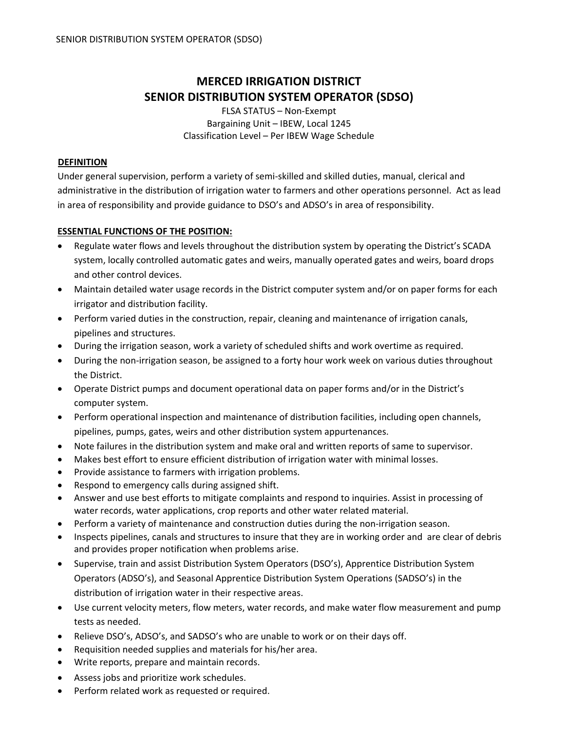# MERCED IRRIGATION DISTRICT
# SENIOR DISTRIBUTION SYSTEM OPERATOR (SDSO)

FLSA STATUS – Non-Exempt
Bargaining Unit – IBEW, Local 1245
Classification Level – Per IBEW Wage Schedule

## DEFINITION

Under general supervision, perform a variety of semi-skilled and skilled duties, manual, clerical and administrative in the distribution of irrigation water to farmers and other operations personnel. Act as lead in area of responsibility and provide guidance to DSO's and ADSO's in area of responsibility.

## ESSENTIAL FUNCTIONS OF THE POSITION:

- Regulate water flows and levels throughout the distribution system by operating the District's SCADA system, locally controlled automatic gates and weirs, manually operated gates and weirs, board drops and other control devices.
- Maintain detailed water usage records in the District computer system and/or on paper forms for each irrigator and distribution facility.
- Perform varied duties in the construction, repair, cleaning and maintenance of irrigation canals, pipelines and structures.
- During the irrigation season, work a variety of scheduled shifts and work overtime as required.
- During the non-irrigation season, be assigned to a forty hour work week on various duties throughout the District.
- Operate District pumps and document operational data on paper forms and/or in the District's computer system.
- Perform operational inspection and maintenance of distribution facilities, including open channels, pipelines, pumps, gates, weirs and other distribution system appurtenances.
- Note failures in the distribution system and make oral and written reports of same to supervisor.
- Makes best effort to ensure efficient distribution of irrigation water with minimal losses.
- Provide assistance to farmers with irrigation problems.
- Respond to emergency calls during assigned shift.
- Answer and use best efforts to mitigate complaints and respond to inquiries. Assist in processing of water records, water applications, crop reports and other water related material.
- Perform a variety of maintenance and construction duties during the non-irrigation season.
- Inspects pipelines, canals and structures to insure that they are in working order and are clear of debris and provides proper notification when problems arise.
- Supervise, train and assist Distribution System Operators (DSO's), Apprentice Distribution System Operators (ADSO's), and Seasonal Apprentice Distribution System Operations (SADSO's) in the distribution of irrigation water in their respective areas.
- Use current velocity meters, flow meters, water records, and make water flow measurement and pump tests as needed.
- Relieve DSO's, ADSO's, and SADSO's who are unable to work or on their days off.
- Requisition needed supplies and materials for his/her area.
- Write reports, prepare and maintain records.
- Assess jobs and prioritize work schedules.
- Perform related work as requested or required.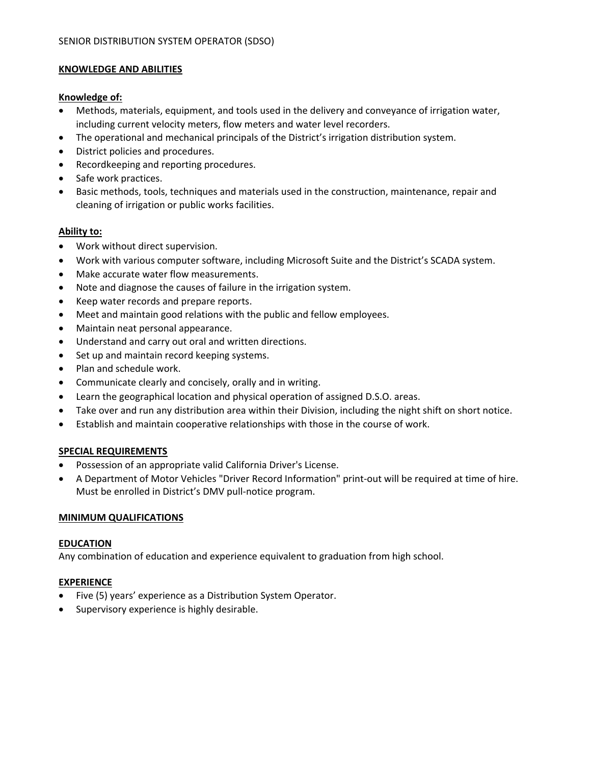SENIOR DISTRIBUTION SYSTEM OPERATOR (SDSO)

## KNOWLEDGE AND ABILITIES

### Knowledge of:

- Methods, materials, equipment, and tools used in the delivery and conveyance of irrigation water, including current velocity meters, flow meters and water level recorders.
- The operational and mechanical principals of the District's irrigation distribution system.
- District policies and procedures.
- Recordkeeping and reporting procedures.
- Safe work practices.
- Basic methods, tools, techniques and materials used in the construction, maintenance, repair and cleaning of irrigation or public works facilities.

### Ability to:

- Work without direct supervision.
- Work with various computer software, including Microsoft Suite and the District's SCADA system.
- Make accurate water flow measurements.
- Note and diagnose the causes of failure in the irrigation system.
- Keep water records and prepare reports.
- Meet and maintain good relations with the public and fellow employees.
- Maintain neat personal appearance.
- Understand and carry out oral and written directions.
- Set up and maintain record keeping systems.
- Plan and schedule work.
- Communicate clearly and concisely, orally and in writing.
- Learn the geographical location and physical operation of assigned D.S.O. areas.
- Take over and run any distribution area within their Division, including the night shift on short notice.
- Establish and maintain cooperative relationships with those in the course of work.

## SPECIAL REQUIREMENTS

- Possession of an appropriate valid California Driver's License.
- A Department of Motor Vehicles "Driver Record Information" print-out will be required at time of hire. Must be enrolled in District's DMV pull-notice program.

## MINIMUM QUALIFICATIONS

### EDUCATION

Any combination of education and experience equivalent to graduation from high school.

### EXPERIENCE

- Five (5) years' experience as a Distribution System Operator.
- Supervisory experience is highly desirable.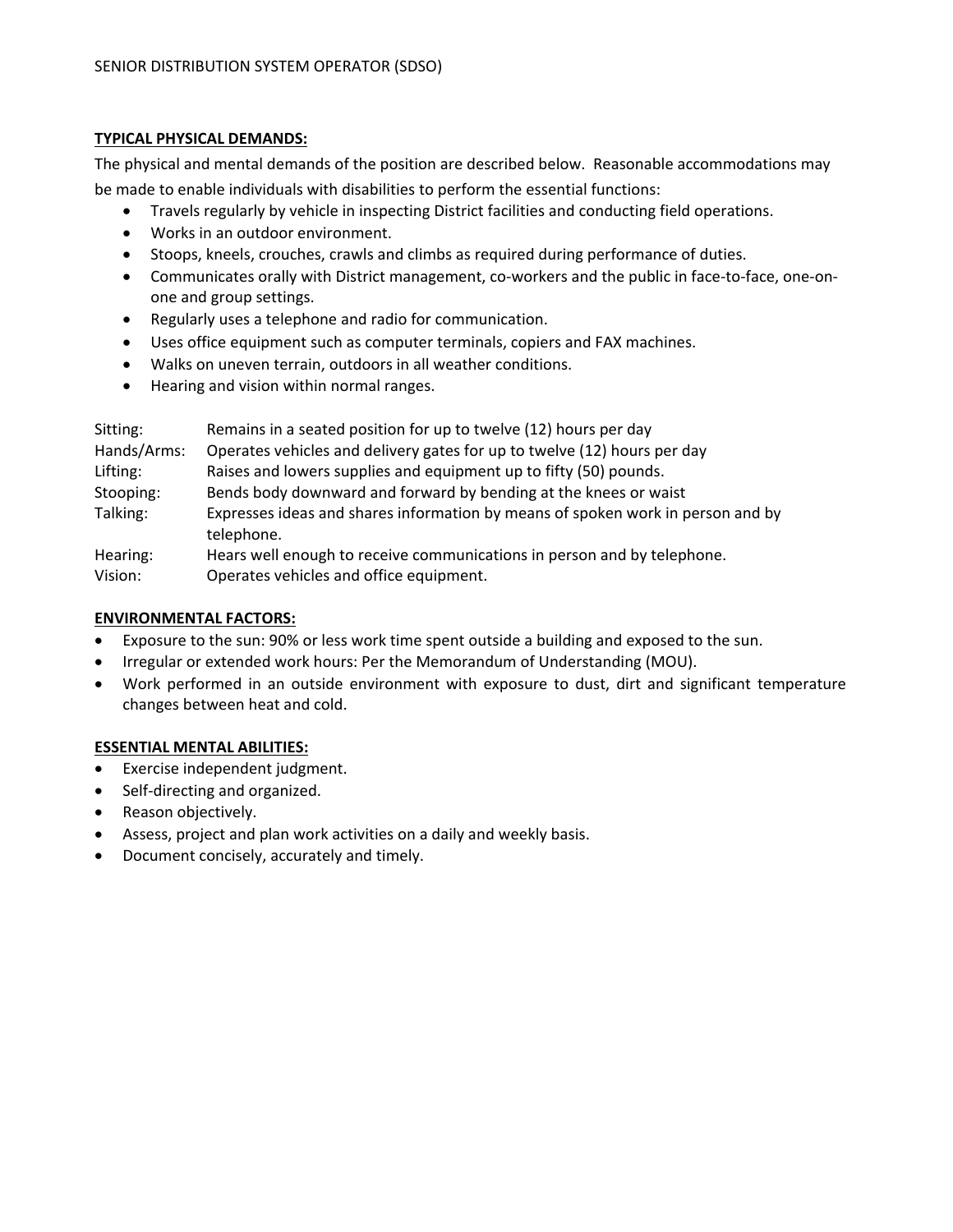**TYPICAL PHYSICAL DEMANDS:**

The physical and mental demands of the position are described below. Reasonable accommodations may be made to enable individuals with disabilities to perform the essential functions:

- Travels regularly by vehicle in inspecting District facilities and conducting field operations.
- Works in an outdoor environment.
- Stoops, kneels, crouches, crawls and climbs as required during performance of duties.
- Communicates orally with District management, co-workers and the public in face-to-face, one-on-one and group settings.
- Regularly uses a telephone and radio for communication.
- Uses office equipment such as computer terminals, copiers and FAX machines.
- Walks on uneven terrain, outdoors in all weather conditions.
- Hearing and vision within normal ranges.

| | |
|---|---|
| Sitting: | Remains in a seated position for up to twelve (12) hours per day |
| Hands/Arms: | Operates vehicles and delivery gates for up to twelve (12) hours per day |
| Lifting: | Raises and lowers supplies and equipment up to fifty (50) pounds. |
| Stooping: | Bends body downward and forward by bending at the knees or waist |
| Talking: | Expresses ideas and shares information by means of spoken work in person and by telephone. |
| Hearing: | Hears well enough to receive communications in person and by telephone. |
| Vision: | Operates vehicles and office equipment. |

**ENVIRONMENTAL FACTORS:**

- Exposure to the sun: 90% or less work time spent outside a building and exposed to the sun.
- Irregular or extended work hours: Per the Memorandum of Understanding (MOU).
- Work performed in an outside environment with exposure to dust, dirt and significant temperature changes between heat and cold.

**ESSENTIAL MENTAL ABILITIES:**

- Exercise independent judgment.
- Self-directing and organized.
- Reason objectively.
- Assess, project and plan work activities on a daily and weekly basis.
- Document concisely, accurately and timely.